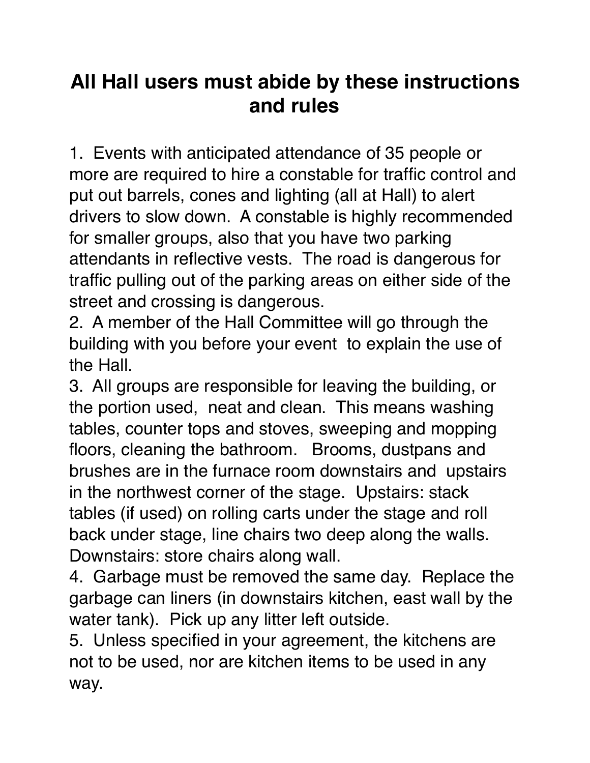# All Hall users must abide by these instructions and rules

1. Events with anticipated attendance of 35 people or more are required to hire a constable for traffic control and put out barrels, cones and lighting (all at Hall) to alert drivers to slow down. A constable is highly recommended for smaller groups, also that you have two parking attendants in reflective vests. The road is dangerous for traffic pulling out of the parking areas on either side of the street and crossing is dangerous.
2. A member of the Hall Committee will go through the building with you before your event to explain the use of the Hall.
3. All groups are responsible for leaving the building, or the portion used, neat and clean. This means washing tables, counter tops and stoves, sweeping and mopping floors, cleaning the bathroom. Brooms, dustpans and brushes are in the furnace room downstairs and upstairs in the northwest corner of the stage. Upstairs: stack tables (if used) on rolling carts under the stage and roll back under stage, line chairs two deep along the walls. Downstairs: store chairs along wall.
4. Garbage must be removed the same day. Replace the garbage can liners (in downstairs kitchen, east wall by the water tank). Pick up any litter left outside.
5. Unless specified in your agreement, the kitchens are not to be used, nor are kitchen items to be used in any way.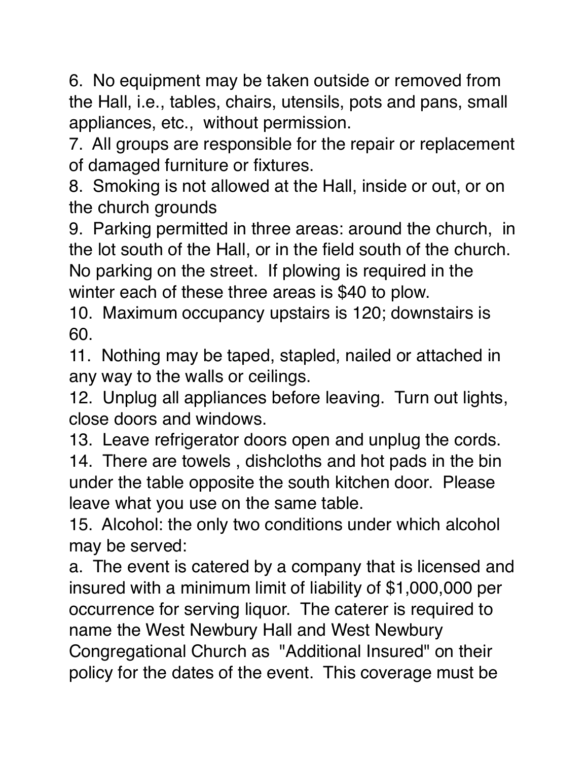6. No equipment may be taken outside or removed from the Hall, i.e., tables, chairs, utensils, pots and pans, small appliances, etc., without permission.

7. All groups are responsible for the repair or replacement of damaged furniture or fixtures.

8. Smoking is not allowed at the Hall, inside or out, or on the church grounds

9. Parking permitted in three areas: around the church, in the lot south of the Hall, or in the field south of the church. No parking on the street. If plowing is required in the winter each of these three areas is $40 to plow.

10. Maximum occupancy upstairs is 120; downstairs is 60.

11. Nothing may be taped, stapled, nailed or attached in any way to the walls or ceilings.

12. Unplug all appliances before leaving. Turn out lights, close doors and windows.

13. Leave refrigerator doors open and unplug the cords.

14. There are towels , dishcloths and hot pads in the bin under the table opposite the south kitchen door. Please leave what you use on the same table.

15. Alcohol: the only two conditions under which alcohol may be served:

a. The event is catered by a company that is licensed and insured with a minimum limit of liability of $1,000,000 per occurrence for serving liquor. The caterer is required to name the West Newbury Hall and West Newbury Congregational Church as "Additional Insured" on their policy for the dates of the event. This coverage must be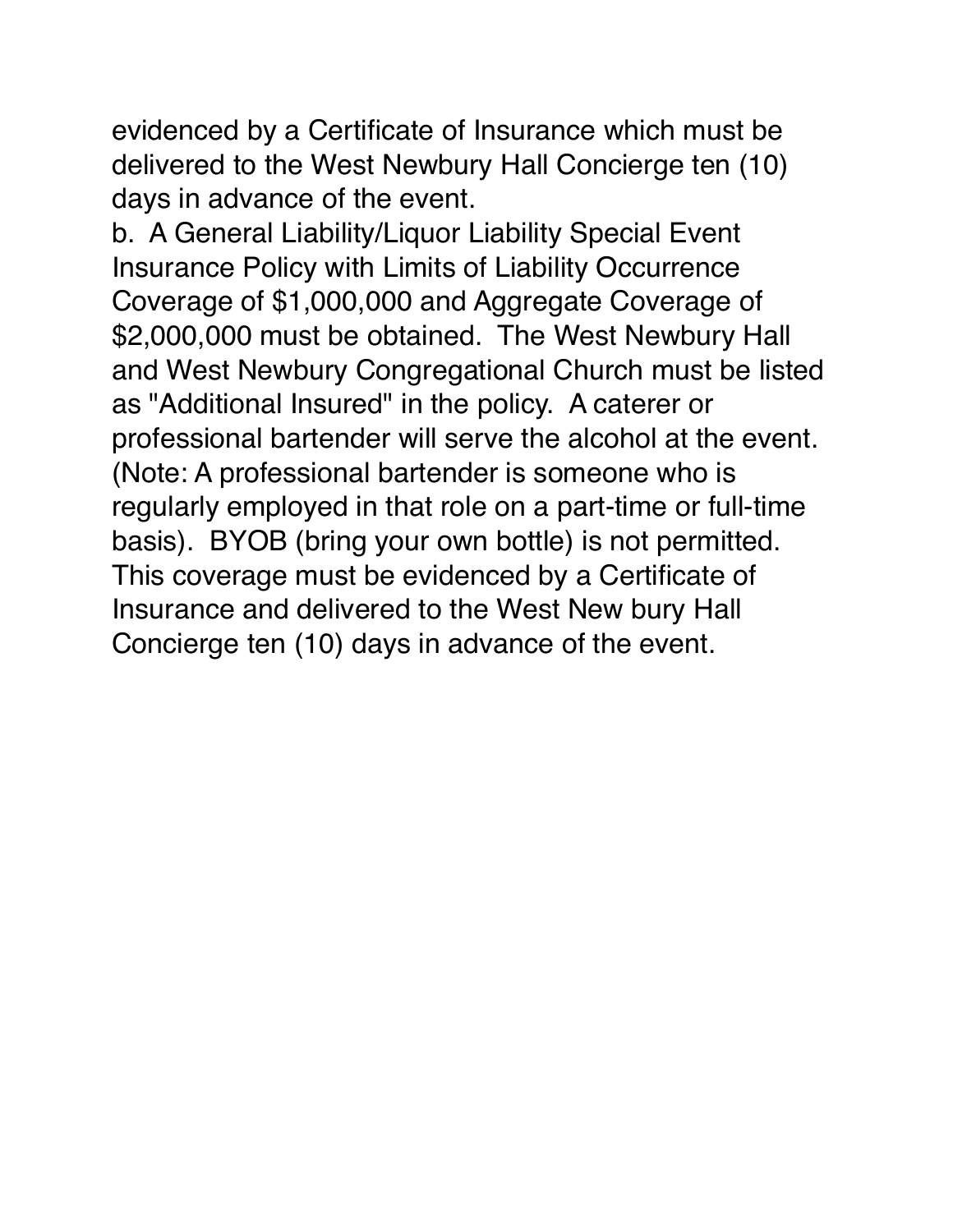evidenced by a Certificate of Insurance which must be delivered to the West Newbury Hall Concierge ten (10) days in advance of the event.

b. A General Liability/Liquor Liability Special Event Insurance Policy with Limits of Liability Occurrence Coverage of $1,000,000 and Aggregate Coverage of $2,000,000 must be obtained. The West Newbury Hall and West Newbury Congregational Church must be listed as "Additional Insured" in the policy. A caterer or professional bartender will serve the alcohol at the event. (Note: A professional bartender is someone who is regularly employed in that role on a part-time or full-time basis). BYOB (bring your own bottle) is not permitted. This coverage must be evidenced by a Certificate of Insurance and delivered to the West New bury Hall Concierge ten (10) days in advance of the event.